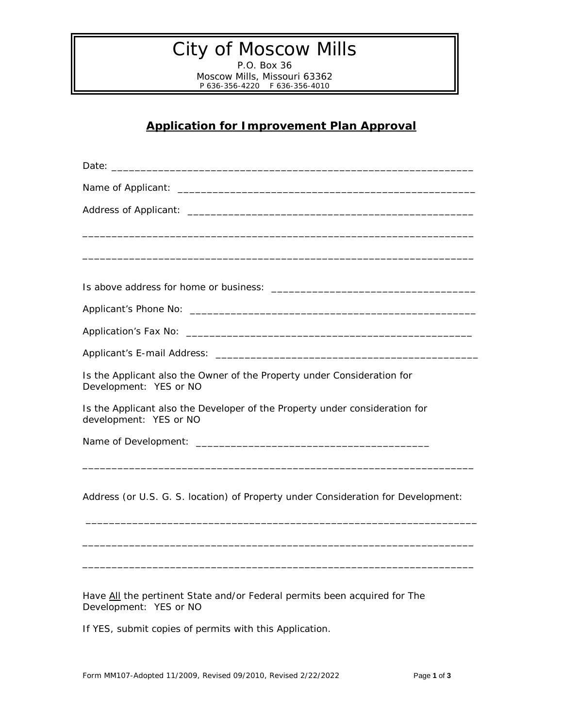# City of Moscow Mills

P.O. Box 36
Moscow Mills, Missouri 63362
P 636-356-4220 F 636-356-4010

## Application for Improvement Plan Approval

Date: ______________________________________________________________

Name of Applicant: ___________________________________________________

Address of Applicant: _________________________________________________

____________________________________________________________________

____________________________________________________________________

Is above address for home or business: ___________________________________

Applicant's Phone No: _________________________________________________

Application's Fax No: _________________________________________________

Applicant's E-mail Address: _____________________________________________

Is the Applicant also the Owner of the Property under Consideration for Development: YES or NO

Is the Applicant also the Developer of the Property under consideration for development: YES or NO

Name of Development: ________________________________________

____________________________________________________________________

Address (or U.S. G. S. location) of Property under Consideration for Development:

____________________________________________________________________

____________________________________________________________________

____________________________________________________________________

Have All the pertinent State and/or Federal permits been acquired for The Development: YES or NO

If YES, submit copies of permits with this Application.

Form MM107-Adopted 11/2009, Revised 09/2010, Revised 2/22/2022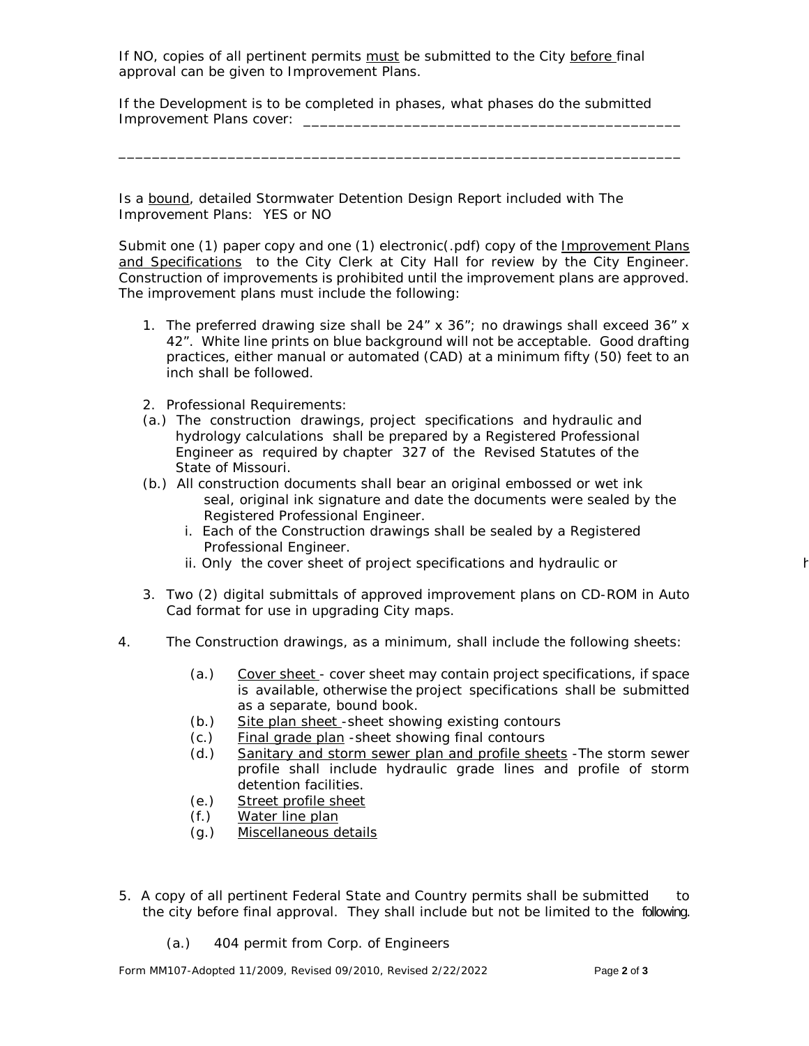If NO, copies of all pertinent permits must be submitted to the City before final approval can be given to Improvement Plans.

If the Development is to be completed in phases, what phases do the submitted Improvement Plans cover: _____________________________________________

_________________________________________________________________

Is a bound, detailed Stormwater Detention Design Report included with The Improvement Plans: YES or NO

Submit one (1) paper copy and one (1) electronic(.pdf) copy of the Improvement Plans and Specifications to the City Clerk at City Hall for review by the City Engineer. Construction of improvements is prohibited until the improvement plans are approved. The improvement plans must include the following:

1. The preferred drawing size shall be 24" x 36"; no drawings shall exceed 36" x 42". White line prints on blue background will not be acceptable. Good drafting practices, either manual or automated (CAD) at a minimum fifty (50) feet to an inch shall be followed.

2. Professional Requirements:
   - (a.) The construction drawings, project specifications and hydraulic and hydrology calculations shall be prepared by a Registered Professional Engineer as required by chapter 327 of the Revised Statutes of the State of Missouri.
   - (b.) All construction documents shall bear an original embossed or wet ink seal, original ink signature and date the documents were sealed by the Registered Professional Engineer.
     - i. Each of the Construction drawings shall be sealed by a Registered Professional Engineer.
     - ii. Only the cover sheet of project specifications and hydraulic or h

3. Two (2) digital submittals of approved improvement plans on CD-ROM in Auto Cad format for use in upgrading City maps.

4. The Construction drawings, as a minimum, shall include the following sheets:
   - (a.) Cover sheet - cover sheet may contain project specifications, if space is available, otherwise the project specifications shall be submitted as a separate, bound book.
   - (b.) Site plan sheet -sheet showing existing contours
   - (c.) Final grade plan -sheet showing final contours
   - (d.) Sanitary and storm sewer plan and profile sheets -The storm sewer profile shall include hydraulic grade lines and profile of storm detention facilities.
   - (e.) Street profile sheet
   - (f.) Water line plan
   - (g.) Miscellaneous details

5. A copy of all pertinent Federal State and Country permits shall be submitted to the city before final approval. They shall include but not be limited to the following.
   - (a.) 404 permit from Corp. of Engineers

Form MM107-Adopted 11/2009, Revised 09/2010, Revised 2/22/2022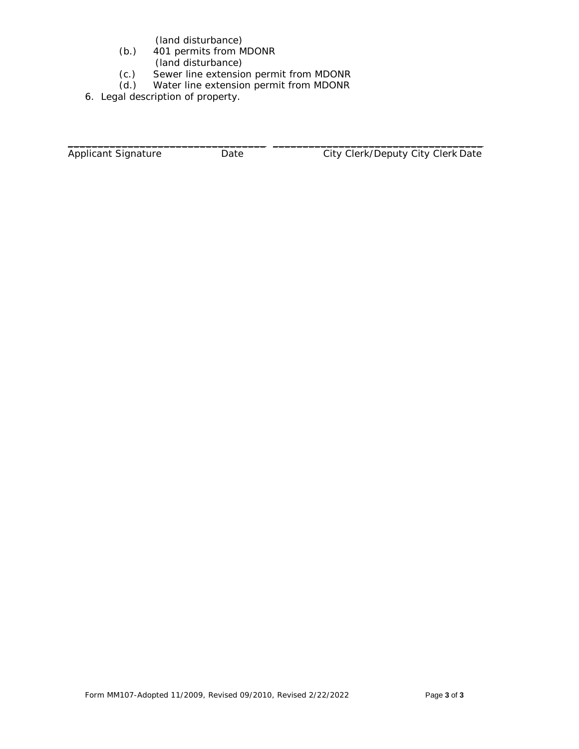(land disturbance)

(b.) 401 permits from MDONR
(land disturbance)

(c.) Sewer line extension permit from MDONR

(d.) Water line extension permit from MDONR

6. Legal description of property.

\_\_\_\_\_\_\_\_\_\_\_\_\_\_\_\_\_\_\_\_\_\_\_\_\_\_\_\_\_\_\_\_\_\_ \_\_\_\_\_\_\_\_\_\_\_\_\_\_\_\_\_\_\_\_\_\_\_\_\_\_\_\_\_\_\_\_\_\_\_\_\_

Applicant Signature Date City Clerk/Deputy City Clerk Date

Form MM107-Adopted 11/2009, Revised 09/2010, Revised 2/22/2022